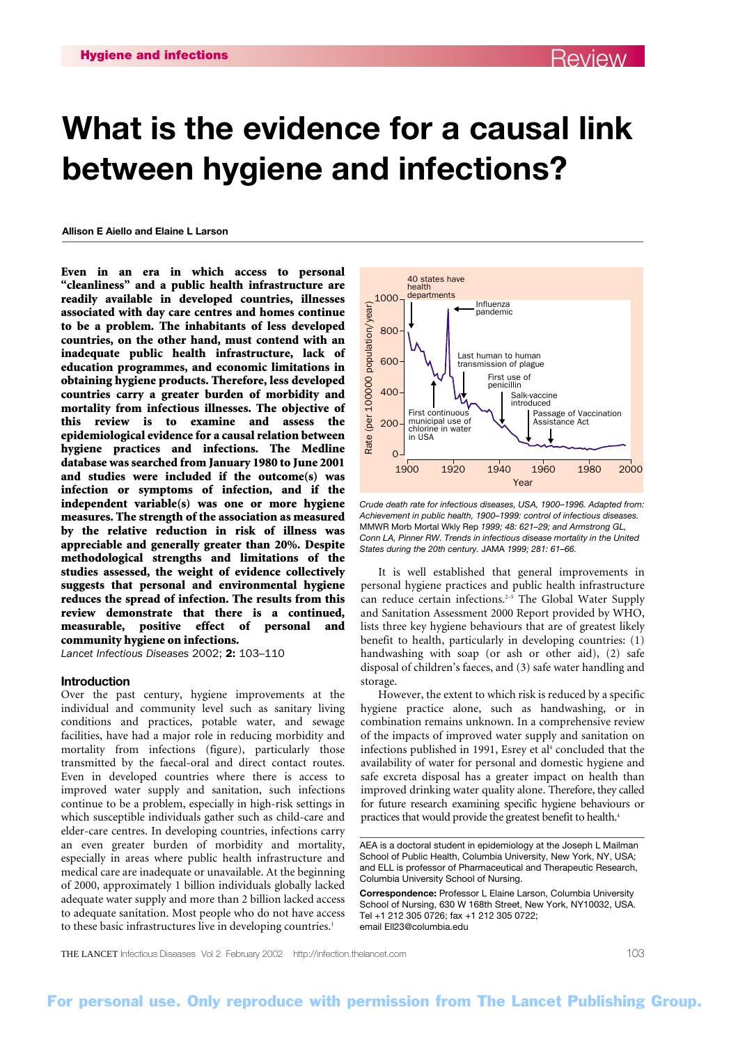# What is the evidence for a causal link between hygiene and infections?

**Allison E Aiello and Elaine L Larson**

**Even in an era in which access to personal "cleanliness" and a public health infrastructure are readily available in developed countries, illnesses associated with day care centres and homes continue to be a problem. The inhabitants of less developed countries, on the other hand, must contend with an inadequate public health infrastructure, lack of education programmes, and economic limitations in obtaining hygiene products. Therefore, less developed countries carry a greater burden of morbidity and mortality from infectious illnesses. The objective of this review is to examine and assess the epidemiological evidence for a causal relation between hygiene practices and infections. The Medline database was searched from January 1980 to June 2001 and studies were included if the outcome(s) was infection or symptoms of infection, and if the independent variable(s) was one or more hygiene measures. The strength of the association as measured by the relative reduction in risk of illness was appreciable and generally greater than 20%. Despite methodological strengths and limitations of the studies assessed, the weight of evidence collectively suggests that personal and environmental hygiene reduces the spread of infection. The results from this review demonstrate that there is a continued, measurable, positive effect of personal and community hygiene on infections.**

*Lancet Infectious Diseases* 2002; **2:** 103–110

## Introduction

Over the past century, hygiene improvements at the individual and community level such as sanitary living conditions and practices, potable water, and sewage facilities, have had a major role in reducing morbidity and mortality from infections (figure), particularly those transmitted by the faecal-oral and direct contact routes. Even in developed countries where there is access to improved water supply and sanitation, such infections continue to be a problem, especially in high-risk settings in which susceptible individuals gather such as child-care and elder-care centres. In developing countries, infections carry an even greater burden of morbidity and mortality, especially in areas where public health infrastructure and medical care are inadequate or unavailable. At the beginning of 2000, approximately 1 billion individuals globally lacked adequate water supply and more than 2 billion lacked access to adequate sanitation. Most people who do not have access to these basic infrastructures live in developing countries.[1]

40 states have health departments
Influenza pandemic
Last human to human transmission of plague
First use of penicillin
Salk-vaccine introduced
Passage of Vaccination Assistance Act
First continuous municipal use of chlorine in water in USA
Rate (per 100000 population/year)
1000
800
600
400
200
0
1900
1920
1940
1960
1980
2000
Year

*Crude death rate for infectious diseases, USA, 1900–1996. Adapted from: Achievement in public health, 1900–1999: control of infectious diseases.* MMWR Morb Mortal Wkly Rep *1999; 48: 621–29; and Armstrong GL, Conn LA, Pinner RW. Trends in infectious disease mortality in the United States during the 20th century.* JAMA *1999; 281: 61–66.*

It is well established that general improvements in personal hygiene practices and public health infrastructure can reduce certain infections.[2–5] The Global Water Supply and Sanitation Assessment 2000 Report provided by WHO, lists three key hygiene behaviours that are of greatest likely benefit to health, particularly in developing countries: (1) handwashing with soap (or ash or other aid), (2) safe disposal of children's faeces, and (3) safe water handling and storage.

However, the extent to which risk is reduced by a specific hygiene practice alone, such as handwashing, or in combination remains unknown. In a comprehensive review of the impacts of improved water supply and sanitation on infections published in 1991, Esrey et al[4] concluded that the availability of water for personal and domestic hygiene and safe excreta disposal has a greater impact on health than improved drinking water quality alone. Therefore, they called for future research examining specific hygiene behaviours or practices that would provide the greatest benefit to health.[4]

AEA is a doctoral student in epidemiology at the Joseph L Mailman School of Public Health, Columbia University, New York, NY, USA; and ELL is professor of Pharmaceutical and Therapeutic Research, Columbia University School of Nursing.

**Correspondence:** Professor L Elaine Larson, Columbia University School of Nursing, 630 W 168th Street, New York, NY10032, USA. Tel +1 212 305 0726; fax +1 212 305 0722; email Ell23@columbia.edu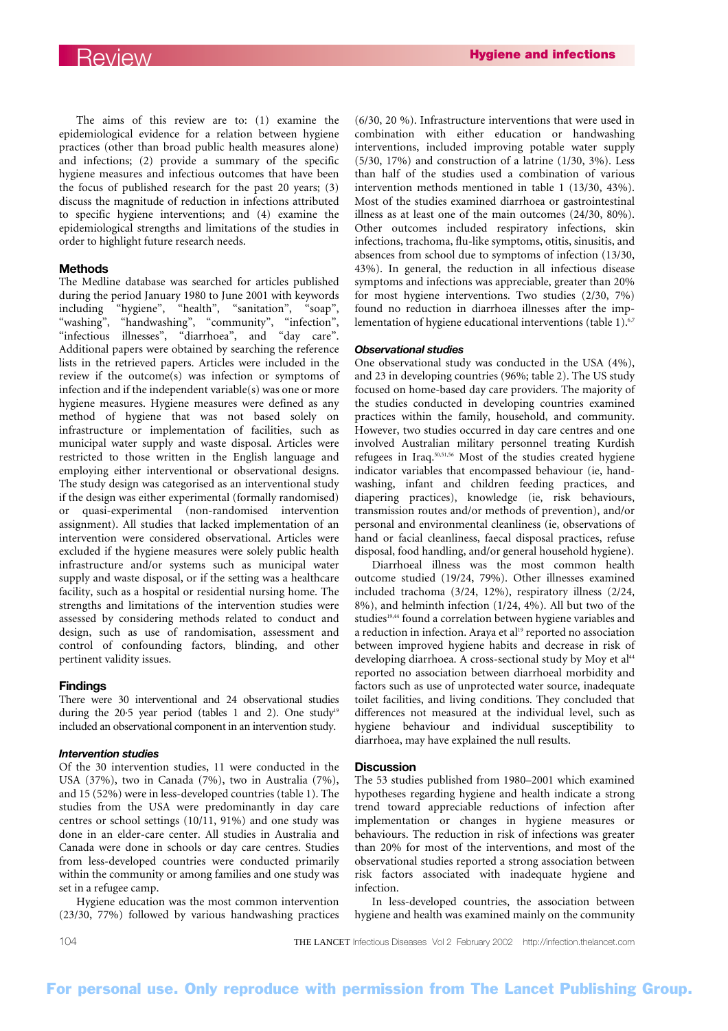The aims of this review are to: (1) examine the epidemiological evidence for a relation between hygiene practices (other than broad public health measures alone) and infections; (2) provide a summary of the specific hygiene measures and infectious outcomes that have been the focus of published research for the past 20 years; (3) discuss the magnitude of reduction in infections attributed to specific hygiene interventions; and (4) examine the epidemiological strengths and limitations of the studies in order to highlight future research needs.

## Methods

The Medline database was searched for articles published during the period January 1980 to June 2001 with keywords including "hygiene", "health", "sanitation", "soap", "washing", "handwashing", "community", "infection", "infectious illnesses", "diarrhoea", and "day care". Additional papers were obtained by searching the reference lists in the retrieved papers. Articles were included in the review if the outcome(s) was infection or symptoms of infection and if the independent variable(s) was one or more hygiene measures. Hygiene measures were defined as any method of hygiene that was not based solely on infrastructure or implementation of facilities, such as municipal water supply and waste disposal. Articles were restricted to those written in the English language and employing either interventional or observational designs. The study design was categorised as an interventional study if the design was either experimental (formally randomised) or quasi-experimental (non-randomised intervention assignment). All studies that lacked implementation of an intervention were considered observational. Articles were excluded if the hygiene measures were solely public health infrastructure and/or systems such as municipal water supply and waste disposal, or if the setting was a healthcare facility, such as a hospital or residential nursing home. The strengths and limitations of the intervention studies were assessed by considering methods related to conduct and design, such as use of randomisation, assessment and control of confounding factors, blinding, and other pertinent validity issues.

## Findings

There were 30 interventional and 24 observational studies during the 20·5 year period (tables 1 and 2). One study[19] included an observational component in an intervention study.

### *Intervention studies*

Of the 30 intervention studies, 11 were conducted in the USA (37%), two in Canada (7%), two in Australia (7%), and 15 (52%) were in less-developed countries (table 1). The studies from the USA were predominantly in day care centres or school settings (10/11, 91%) and one study was done in an elder-care center. All studies in Australia and Canada were done in schools or day care centres. Studies from less-developed countries were conducted primarily within the community or among families and one study was set in a refugee camp.

Hygiene education was the most common intervention (23/30, 77%) followed by various handwashing practices (6/30, 20 %). Infrastructure interventions that were used in combination with either education or handwashing interventions, included improving potable water supply (5/30, 17%) and construction of a latrine (1/30, 3%). Less than half of the studies used a combination of various intervention methods mentioned in table 1 (13/30, 43%). Most of the studies examined diarrhoea or gastrointestinal illness as at least one of the main outcomes (24/30, 80%). Other outcomes included respiratory infections, skin infections, trachoma, flu-like symptoms, otitis, sinusitis, and absences from school due to symptoms of infection (13/30, 43%). In general, the reduction in all infectious disease symptoms and infections was appreciable, greater than 20% for most hygiene interventions. Two studies (2/30, 7%) found no reduction in diarrhoea illnesses after the implementation of hygiene educational interventions (table 1).[6,7]

### *Observational studies*

One observational study was conducted in the USA (4%), and 23 in developing countries (96%; table 2). The US study focused on home-based day care providers. The majority of the studies conducted in developing countries examined practices within the family, household, and community. However, two studies occurred in day care centres and one involved Australian military personnel treating Kurdish refugees in Iraq.[50,51,56] Most of the studies created hygiene indicator variables that encompassed behaviour (ie, handwashing, infant and children feeding practices, and diapering practices), knowledge (ie, risk behaviours, transmission routes and/or methods of prevention), and/or personal and environmental cleanliness (ie, observations of hand or facial cleanliness, faecal disposal practices, refuse disposal, food handling, and/or general household hygiene).

Diarrhoeal illness was the most common health outcome studied (19/24, 79%). Other illnesses examined included trachoma (3/24, 12%), respiratory illness (2/24, 8%), and helminth infection (1/24, 4%). All but two of the studies[19,44] found a correlation between hygiene variables and a reduction in infection. Araya et al[19] reported no association between improved hygiene habits and decrease in risk of developing diarrhoea. A cross-sectional study by Moy et al[44] reported no association between diarrhoeal morbidity and factors such as use of unprotected water source, inadequate toilet facilities, and living conditions. They concluded that differences not measured at the individual level, such as hygiene behaviour and individual susceptibility to diarrhoea, may have explained the null results.

## Discussion

The 53 studies published from 1980–2001 which examined hypotheses regarding hygiene and health indicate a strong trend toward appreciable reductions of infection after implementation or changes in hygiene measures or behaviours. The reduction in risk of infections was greater than 20% for most of the interventions, and most of the observational studies reported a strong association between risk factors associated with inadequate hygiene and infection.

In less-developed countries, the association between hygiene and health was examined mainly on the community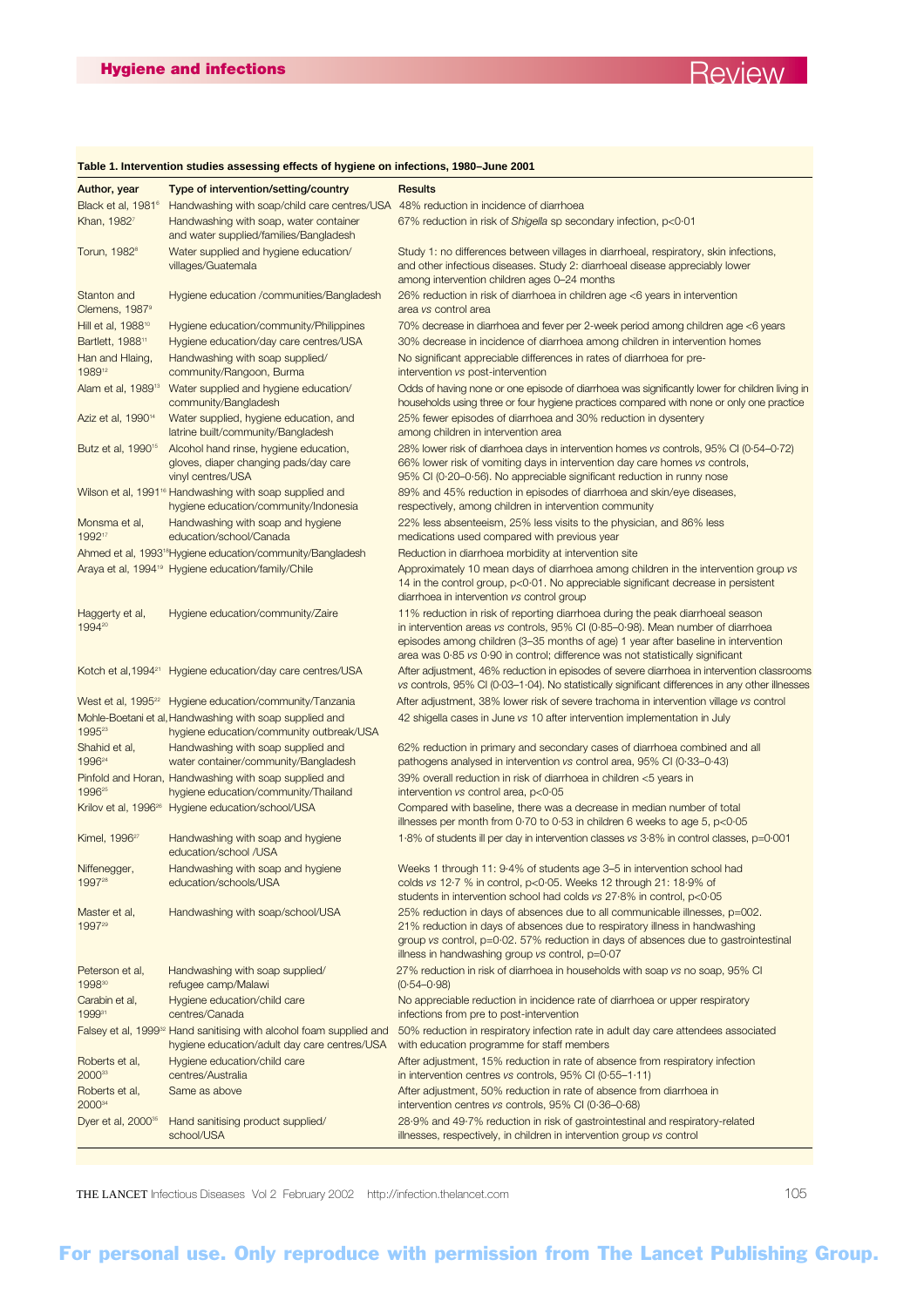**Table 1. Intervention studies assessing effects of hygiene on infections, 1980–June 2001**

| Author, year | Type of intervention/setting/country | Results |
|---|---|---|
| Black et al, 1981[6] | Handwashing with soap/child care centres/USA | 48% reduction in incidence of diarrhoea |
| Khan, 1982[7] | Handwashing with soap, water container and water supplied/families/Bangladesh | 67% reduction in risk of *Shigella* sp secondary infection, p<0·01 |
| Torun, 1982[8] | Water supplied and hygiene education/ villages/Guatemala | Study 1: no differences between villages in diarrhoeal, respiratory, skin infections, and other infectious diseases. Study 2: diarrhoeal disease appreciably lower among intervention children ages 0–24 months |
| Stanton and Clemens, 1987[9] | Hygiene education /communities/Bangladesh | 26% reduction in risk of diarrhoea in children age <6 years in intervention area *vs* control area |
| Hill et al, 1988[10] | Hygiene education/community/Philippines | 70% decrease in diarrhoea and fever per 2-week period among children age <6 years |
| Bartlett, 1988[11] | Hygiene education/day care centres/USA | 30% decrease in incidence of diarrhoea among children in intervention homes |
| Han and Hlaing, 1989[12] | Handwashing with soap supplied/ community/Rangoon, Burma | No significant appreciable differences in rates of diarrhoea for pre-intervention *vs* post-intervention |
| Alam et al, 1989[13] | Water supplied and hygiene education/ community/Bangladesh | Odds of having none or one episode of diarrhoea was significantly lower for children living in households using three or four hygiene practices compared with none or only one practice |
| Aziz et al, 1990[14] | Water supplied, hygiene education, and latrine built/community/Bangladesh | 25% fewer episodes of diarrhoea and 30% reduction in dysentery among children in intervention area |
| Butz et al, 1990[15] | Alcohol hand rinse, hygiene education, gloves, diaper changing pads/day care vinyl centres/USA | 28% lower risk of diarrhoea days in intervention homes *vs* controls, 95% CI (0·54–0·72) 66% lower risk of vomiting days in intervention day care homes *vs* controls, 95% CI (0·20–0·56). No appreciable significant reduction in runny nose |
| Wilson et al, 1991[16] | Handwashing with soap supplied and hygiene education/community/Indonesia | 89% and 45% reduction in episodes of diarrhoea and skin/eye diseases, respectively, among children in intervention community |
| Monsma et al, 1992[17] | Handwashing with soap and hygiene education/school/Canada | 22% less absenteeism, 25% less visits to the physician, and 86% less medications used compared with previous year |
| Ahmed et al, 1993[18] | Hygiene education/community/Bangladesh | Reduction in diarrhoea morbidity at intervention site |
| Araya et al, 1994[19] | Hygiene education/family/Chile | Approximately 10 mean days of diarrhoea among children in the intervention group *vs* 14 in the control group, p<0·01. No appreciable significant decrease in persistent diarrhoea in intervention *vs* control group |
| Haggerty et al, 1994[20] | Hygiene education/community/Zaire | 11% reduction in risk of reporting diarrhoea during the peak diarrhoeal season in intervention areas *vs* controls, 95% CI (0·85–0·98). Mean number of diarrhoea episodes among children (3–35 months of age) 1 year after baseline in intervention area was 0·85 *vs* 0·90 in control; difference was not statistically significant |
| Kotch et al,1994[21] | Hygiene education/day care centres/USA | After adjustment, 46% reduction in episodes of severe diarrhoea in intervention classrooms *vs* controls, 95% CI (0·03–1·04). No statistically significant differences in any other illnesses |
| West et al, 1995[22] | Hygiene education/community/Tanzania | After adjustment, 38% lower risk of severe trachoma in intervention village *vs* control |
| Mohle-Boetani et al, 1995[23] | Handwashing with soap supplied and hygiene education/community outbreak/USA | 42 shigella cases in June *vs* 10 after intervention implementation in July |
| Shahid et al, 1996[24] | Handwashing with soap supplied and water container/community/Bangladesh | 62% reduction in primary and secondary cases of diarrhoea combined and all pathogens analysed in intervention *vs* control area, 95% CI (0·33–0·43) |
| Pinfold and Horan, 1996[25] | Handwashing with soap supplied and hygiene education/community/Thailand | 39% overall reduction in risk of diarrhoea in children <5 years in intervention *vs* control area, p<0·05 |
| Krilov et al, 1996[26] | Hygiene education/school/USA | Compared with baseline, there was a decrease in median number of total illnesses per month from 0·70 to 0·53 in children 6 weeks to age 5, p<0·05 |
| Kimel, 1996[27] | Handwashing with soap and hygiene education/school /USA | 1·8% of students ill per day in intervention classes *vs* 3·8% in control classes, p=0·001 |
| Niffenegger, 1997[28] | Handwashing with soap and hygiene education/schools/USA | Weeks 1 through 11: 9·4% of students age 3–5 in intervention school had colds *vs* 12·7 % in control, p<0·05. Weeks 12 through 21: 18·9% of students in intervention school had colds *vs* 27·8% in control, p<0·05 |
| Master et al, 1997[29] | Handwashing with soap/school/USA | 25% reduction in days of absences due to all communicable illnesses, p=002. 21% reduction in days of absences due to respiratory illness in handwashing group *vs* control, p=0·02. 57% reduction in days of absences due to gastrointestinal illness in handwashing group *vs* control, p=0·07 |
| Peterson et al, 1998[30] | Handwashing with soap supplied/ refugee camp/Malawi | 27% reduction in risk of diarrhoea in households with soap *vs* no soap, 95% CI (0·54–0·98) |
| Carabin et al, 1999[31] | Hygiene education/child care centres/Canada | No appreciable reduction in incidence rate of diarrhoea or upper respiratory infections from pre to post-intervention |
| Falsey et al, 1999[32] | Hand sanitising with alcohol foam supplied and hygiene education/adult day care centres/USA | 50% reduction in respiratory infection rate in adult day care attendees associated with education programme for staff members |
| Roberts et al, 2000[33] | Hygiene education/child care centres/Australia | After adjustment, 15% reduction in rate of absence from respiratory infection in intervention centres *vs* controls, 95% CI (0·55–1·11) |
| Roberts et al, 2000[34] | Same as above | After adjustment, 50% reduction in rate of absence from diarrhoea in intervention centres *vs* controls, 95% CI (0·36–0·68) |
| Dyer et al, 2000[35] | Hand sanitising product supplied/ school/USA | 28·9% and 49·7% reduction in risk of gastrointestinal and respiratory-related illnesses, respectively, in children in intervention group *vs* control |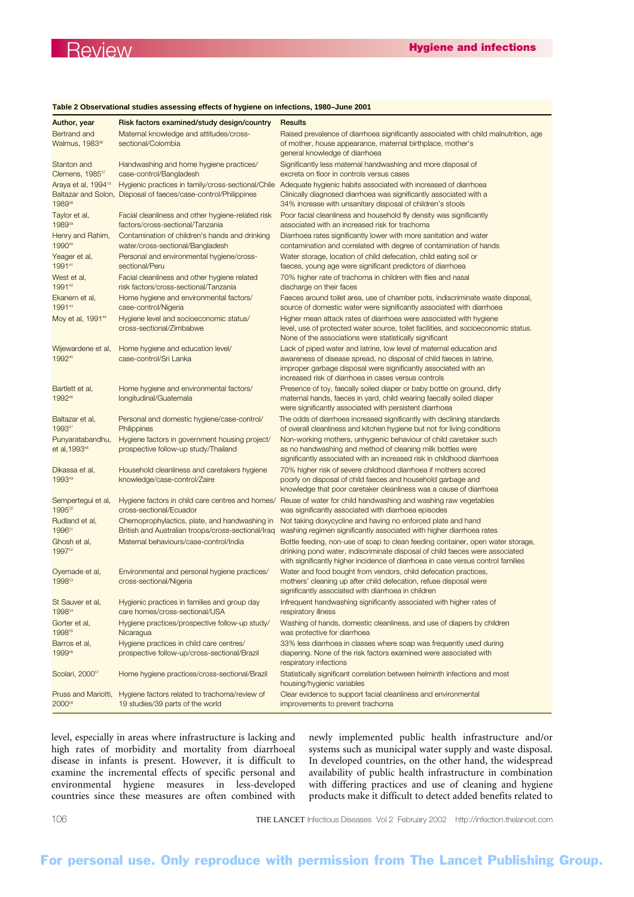**Table 2 Observational studies assessing effects of hygiene on infections, 1980–June 2001**

| Author, year | Risk factors examined/study design/country | Results |
|---|---|---|
| Bertrand and Walmus, 1983[36] | Maternal knowledge and attitudes/cross-sectional/Colombia | Raised prevalence of diarrhoea significantly associated with child malnutrition, age of mother, house appearance, maternal birthplace, mother's general knowledge of diarrhoea |
| Stanton and Clemens, 1985[37] | Handwashing and home hygiene practices/case-control/Bangladesh | Significantly less maternal handwashing and more disposal of excreta on floor in controls versus cases |
| Araya et al, 1994[19] | Hygienic practices in family/cross-sectional/Chile | Adequate hygienic habits associated with increased of diarrhoea |
| Baltazar and Solon, 1989[38] | Disposal of faeces/case-control/Philippines | Clinically diagnosed diarrhoea was significantly associated with a 34% increase with unsanitary disposal of children's stools |
| Taylor et al, 1989[39] | Facial cleanliness and other hygiene-related risk factors/cross-sectional/Tanzania | Poor facial cleanliness and household fly density was significantly associated with an increased risk for trachoma |
| Henry and Rahim, 1990[40] | Contamination of children's hands and drinking water/cross-sectional/Bangladesh | Diarrhoea rates significantly lower with more sanitation and water contamination and correlated with degree of contamination of hands |
| Yeager et al, 1991[41] | Personal and environmental hygiene/cross-sectional/Peru | Water storage, location of child defecation, child eating soil or faeces, young age were significant predictors of diarrhoea |
| West et al, 1991[42] | Facial cleanliness and other hygiene related risk factors/cross-sectional/Tanzania | 70% higher rate of trachoma in children with flies and nasal discharge on their faces |
| Ekanem et al, 1991[43] | Home hygiene and environmental factors/case-control/Nigeria | Faeces around toilet area, use of chamber pots, indiscriminate waste disposal, source of domestic water were significantly associated with diarrhoea |
| Moy et al, 1991[44] | Hygiene level and socioeconomic status/cross-sectional/Zimbabwe | Higher mean attack rates of diarrhoea were associated with hygiene level, use of protected water source, toilet facilities, and socioeconomic status. None of the associations were statistically significant |
| Wijewardene et al, 1992[45] | Home hygiene and education level/case-control/Sri Lanka | Lack of piped water and latrine, low level of maternal education and awareness of disease spread, no disposal of child faeces in latrine, improper garbage disposal were significantly associated with an increased risk of diarrhoea in cases versus controls |
| Bartlett et al, 1992[46] | Home hygiene and environmental factors/longitudinal/Guatemala | Presence of toy, faecally soiled diaper or baby bottle on ground, dirty maternal hands, faeces in yard, child wearing faecally soiled diaper were significantly associated with persistent diarrhoea |
| Baltazar et al, 1993[47] | Personal and domestic hygiene/case-control/Philippines | The odds of diarrhoea increased significantly with declining standards of overall cleanliness and kitchen hygiene but not for living conditions |
| Punyaratabandhu, et al, 1993[48] | Hygiene factors in government housing project/prospective follow-up study/Thailand | Non-working mothers, unhygienic behaviour of child caretaker such as no handwashing and method of cleaning milk bottles were significantly associated with an increased risk in childhood diarrhoea |
| Dikassa et al, 1993[49] | Household cleanliness and caretakers hygiene knowledge/case-control/Zaire | 70% higher risk of severe childhood diarrhoea if mothers scored poorly on disposal of child faeces and household garbage and knowledge that poor caretaker cleanliness was a cause of diarrhoea |
| Sempertegui et al, 1995[50] | Hygiene factors in child care centres and homes/cross-sectional/Ecuador | Reuse of water for child handwashing and washing raw vegetables was significantly associated with diarrhoea episodes |
| Rudland et al, 1996[51] | Chemoprophylactics, plate, and handwashing in British and Australian troops/cross-sectional/Iraq | Not taking doxycycline and having no enforced plate and hand washing regimen significantly associated with higher diarrhoea rates |
| Ghosh et al, 1997[52] | Maternal behaviours/case-control/India | Bottle feeding, non-use of soap to clean feeding container, open water storage, drinking pond water, indiscriminate disposal of child faeces were associated with significantly higher incidence of diarrhoea in case versus control families |
| Oyemade et al, 1998[53] | Environmental and personal hygiene practices/cross-sectional/Nigeria | Water and food bought from vendors, child defecation practices, mothers' cleaning up after child defecation, refuse disposal were significantly associated with diarrhoea in children |
| St Sauver et al, 1998[54] | Hygienic practices in families and group day care homes/cross-sectional/USA | Infrequent handwashing significantly associated with higher rates of respiratory illness |
| Gorter et al, 1998[55] | Hygiene practices/prospective follow-up study/Nicaragua | Washing of hands, domestic cleanliness, and use of diapers by children was protective for diarrhoea |
| Barros et al, 1999[56] | Hygiene practices in child care centres/prospective follow-up/cross-sectional/Brazil | 33% less diarrhoea in classes where soap was frequently used during diapering. None of the risk factors examined were associated with respiratory infections |
| Scolari, 2000[57] | Home hygiene practices/cross-sectional/Brazil | Statistically significant correlation between helminth infections and most housing/hygienic variables |
| Pruss and Mariotti, 2000[58] | Hygiene factors related to trachoma/review of 19 studies/39 parts of the world | Clear evidence to support facial cleanliness and environmental improvements to prevent trachoma |

level, especially in areas where infrastructure is lacking and high rates of morbidity and mortality from diarrhoeal disease in infants is present. However, it is difficult to examine the incremental effects of specific personal and environmental hygiene measures in less-developed countries since these measures are often combined with newly implemented public health infrastructure and/or systems such as municipal water supply and waste disposal. In developed countries, on the other hand, the widespread availability of public health infrastructure in combination with differing practices and use of cleaning and hygiene products make it difficult to detect added benefits related to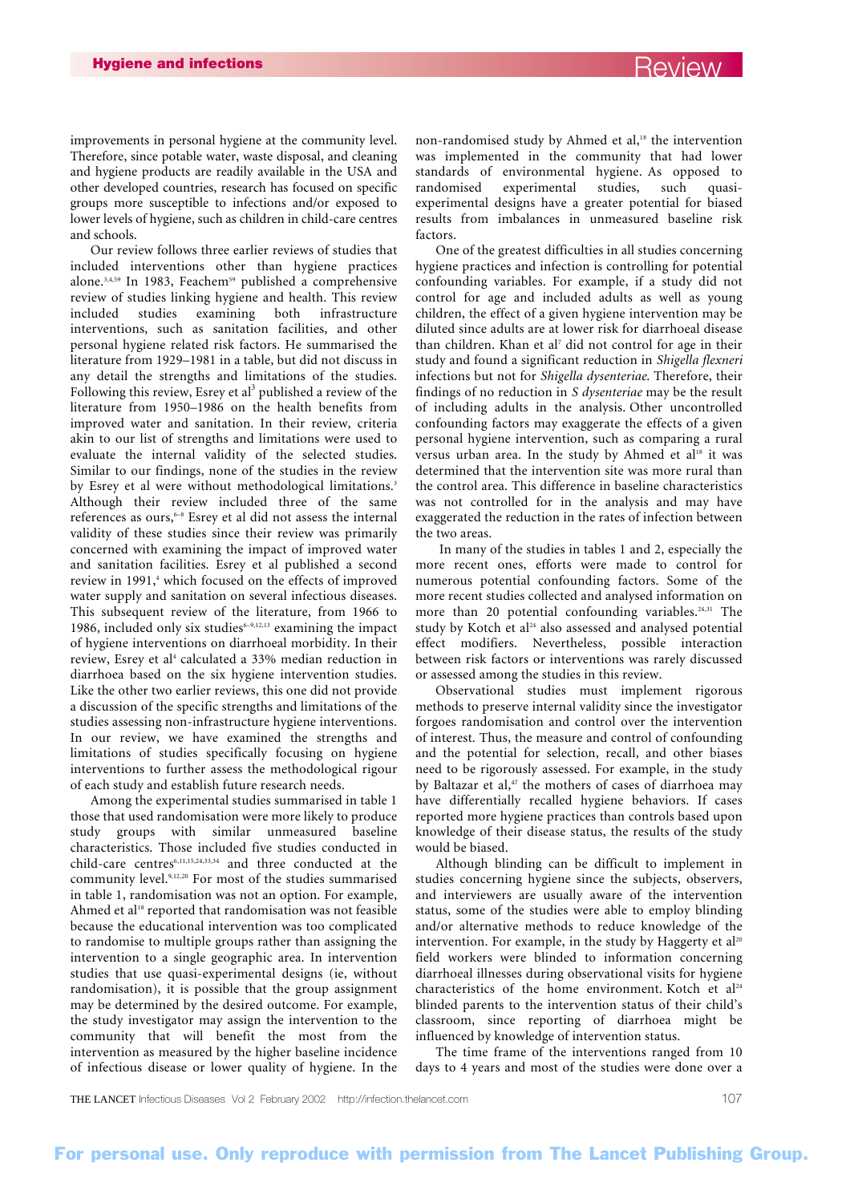improvements in personal hygiene at the community level. Therefore, since potable water, waste disposal, and cleaning and hygiene products are readily available in the USA and other developed countries, research has focused on specific groups more susceptible to infections and/or exposed to lower levels of hygiene, such as children in child-care centres and schools.

Our review follows three earlier reviews of studies that included interventions other than hygiene practices alone.[3,4,59] In 1983, Feachem[59] published a comprehensive review of studies linking hygiene and health. This review included studies examining both infrastructure interventions, such as sanitation facilities, and other personal hygiene related risk factors. He summarised the literature from 1929–1981 in a table, but did not discuss in any detail the strengths and limitations of the studies. Following this review, Esrey et al[3] published a review of the literature from 1950–1986 on the health benefits from improved water and sanitation. In their review, criteria akin to our list of strengths and limitations were used to evaluate the internal validity of the selected studies. Similar to our findings, none of the studies in the review by Esrey et al were without methodological limitations.[3] Although their review included three of the same references as ours,[6–8] Esrey et al did not assess the internal validity of these studies since their review was primarily concerned with examining the impact of improved water and sanitation facilities. Esrey et al published a second review in 1991,[4] which focused on the effects of improved water supply and sanitation on several infectious diseases. This subsequent review of the literature, from 1966 to 1986, included only six studies[6–9,12,13] examining the impact of hygiene interventions on diarrhoeal morbidity. In their review, Esrey et al[4] calculated a 33% median reduction in diarrhoea based on the six hygiene intervention studies. Like the other two earlier reviews, this one did not provide a discussion of the specific strengths and limitations of the studies assessing non-infrastructure hygiene interventions. In our review, we have examined the strengths and limitations of studies specifically focusing on hygiene interventions to further assess the methodological rigour of each study and establish future research needs.

Among the experimental studies summarised in table 1 those that used randomisation were more likely to produce study groups with similar unmeasured baseline characteristics. Those included five studies conducted in child-care centres[6,11,15,24,33,34] and three conducted at the community level.[9,12,20] For most of the studies summarised in table 1, randomisation was not an option. For example, Ahmed et al[18] reported that randomisation was not feasible because the educational intervention was too complicated to randomise to multiple groups rather than assigning the intervention to a single geographic area. In intervention studies that use quasi-experimental designs (ie, without randomisation), it is possible that the group assignment may be determined by the desired outcome. For example, the study investigator may assign the intervention to the community that will benefit the most from the intervention as measured by the higher baseline incidence of infectious disease or lower quality of hygiene. In the non-randomised study by Ahmed et al,[18] the intervention was implemented in the community that had lower standards of environmental hygiene. As opposed to randomised experimental studies, such quasi-experimental designs have a greater potential for biased results from imbalances in unmeasured baseline risk factors.

One of the greatest difficulties in all studies concerning hygiene practices and infection is controlling for potential confounding variables. For example, if a study did not control for age and included adults as well as young children, the effect of a given hygiene intervention may be diluted since adults are at lower risk for diarrhoeal disease than children. Khan et al[7] did not control for age in their study and found a significant reduction in *Shigella flexneri* infections but not for *Shigella dysenteriae*. Therefore, their findings of no reduction in *S dysenteriae* may be the result of including adults in the analysis. Other uncontrolled confounding factors may exaggerate the effects of a given personal hygiene intervention, such as comparing a rural versus urban area. In the study by Ahmed et al[18] it was determined that the intervention site was more rural than the control area. This difference in baseline characteristics was not controlled for in the analysis and may have exaggerated the reduction in the rates of infection between the two areas.

In many of the studies in tables 1 and 2, especially the more recent ones, efforts were made to control for numerous potential confounding factors. Some of the more recent studies collected and analysed information on more than 20 potential confounding variables.[24,31] The study by Kotch et al[24] also assessed and analysed potential effect modifiers. Nevertheless, possible interaction between risk factors or interventions was rarely discussed or assessed among the studies in this review.

Observational studies must implement rigorous methods to preserve internal validity since the investigator forgoes randomisation and control over the intervention of interest. Thus, the measure and control of confounding and the potential for selection, recall, and other biases need to be rigorously assessed. For example, in the study by Baltazar et al,[47] the mothers of cases of diarrhoea may have differentially recalled hygiene behaviors. If cases reported more hygiene practices than controls based upon knowledge of their disease status, the results of the study would be biased.

Although blinding can be difficult to implement in studies concerning hygiene since the subjects, observers, and interviewers are usually aware of the intervention status, some of the studies were able to employ blinding and/or alternative methods to reduce knowledge of the intervention. For example, in the study by Haggerty et al[20] field workers were blinded to information concerning diarrhoeal illnesses during observational visits for hygiene characteristics of the home environment. Kotch et al[24] blinded parents to the intervention status of their child's classroom, since reporting of diarrhoea might be influenced by knowledge of intervention status.

The time frame of the interventions ranged from 10 days to 4 years and most of the studies were done over a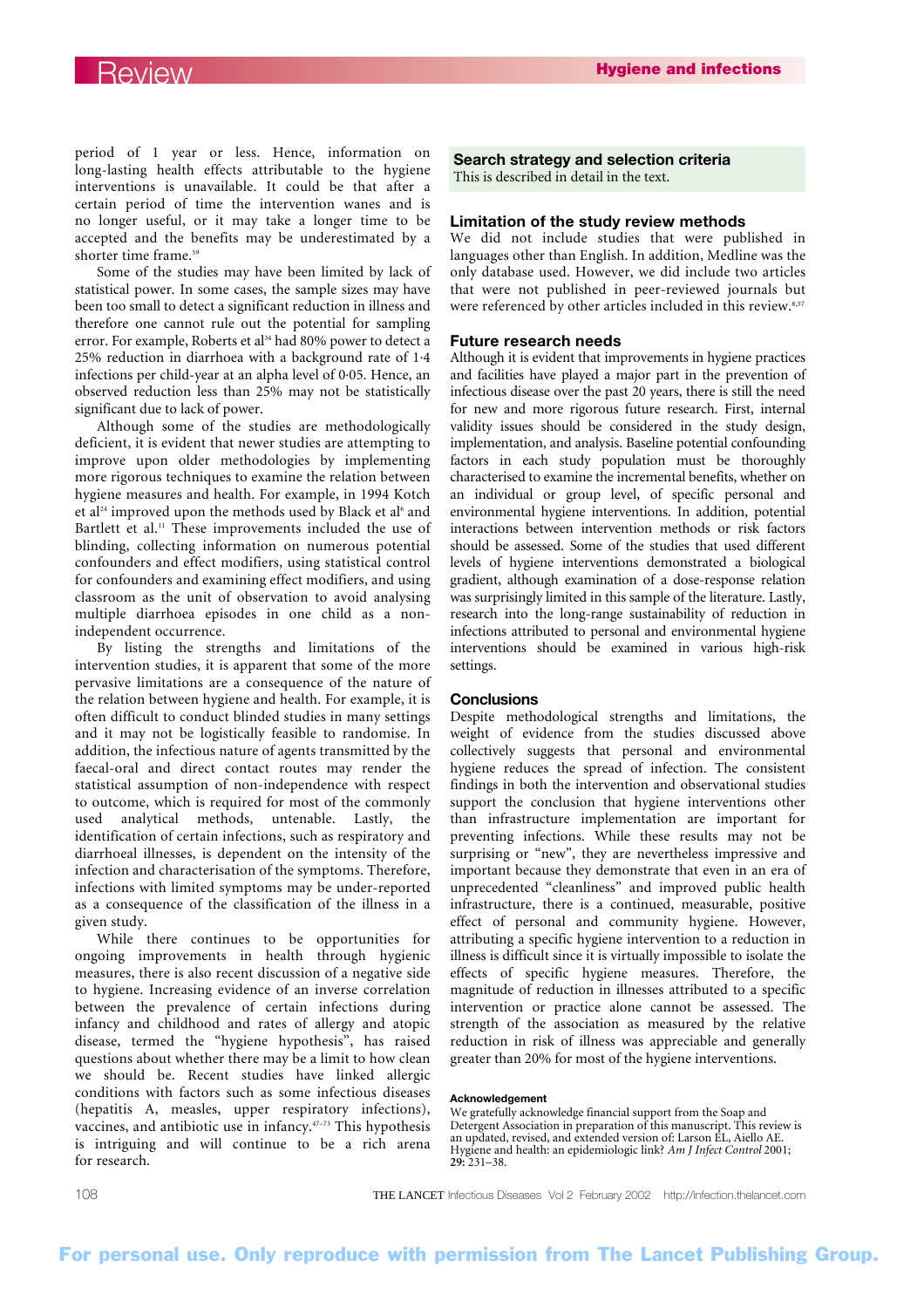period of 1 year or less. Hence, information on long-lasting health effects attributable to the hygiene interventions is unavailable. It could be that after a certain period of time the intervention wanes and is no longer useful, or it may take a longer time to be accepted and the benefits may be underestimated by a shorter time frame.[59]

Some of the studies may have been limited by lack of statistical power. In some cases, the sample sizes may have been too small to detect a significant reduction in illness and therefore one cannot rule out the potential for sampling error. For example, Roberts et al[34] had 80% power to detect a 25% reduction in diarrhoea with a background rate of 1·4 infections per child-year at an alpha level of 0·05. Hence, an observed reduction less than 25% may not be statistically significant due to lack of power.

Although some of the studies are methodologically deficient, it is evident that newer studies are attempting to improve upon older methodologies by implementing more rigorous techniques to examine the relation between hygiene measures and health. For example, in 1994 Kotch et al[24] improved upon the methods used by Black et al[6] and Bartlett et al.[11] These improvements included the use of blinding, collecting information on numerous potential confounders and effect modifiers, using statistical control for confounders and examining effect modifiers, and using classroom as the unit of observation to avoid analysing multiple diarrhoea episodes in one child as a non-independent occurrence.

By listing the strengths and limitations of the intervention studies, it is apparent that some of the more pervasive limitations are a consequence of the nature of the relation between hygiene and health. For example, it is often difficult to conduct blinded studies in many settings and it may not be logistically feasible to randomise. In addition, the infectious nature of agents transmitted by the faecal-oral and direct contact routes may render the statistical assumption of non-independence with respect to outcome, which is required for most of the commonly used analytical methods, untenable. Lastly, the identification of certain infections, such as respiratory and diarrhoeal illnesses, is dependent on the intensity of the infection and characterisation of the symptoms. Therefore, infections with limited symptoms may be under-reported as a consequence of the classification of the illness in a given study.

While there continues to be opportunities for ongoing improvements in health through hygienic measures, there is also recent discussion of a negative side to hygiene. Increasing evidence of an inverse correlation between the prevalence of certain infections during infancy and childhood and rates of allergy and atopic disease, termed the "hygiene hypothesis", has raised questions about whether there may be a limit to how clean we should be. Recent studies have linked allergic conditions with factors such as some infectious diseases (hepatitis A, measles, upper respiratory infections), vaccines, and antibiotic use in infancy.[47–73] This hypothesis is intriguing and will continue to be a rich arena for research.

### Search strategy and selection criteria

This is described in detail in the text.

## Limitation of the study review methods

We did not include studies that were published in languages other than English. In addition, Medline was the only database used. However, we did include two articles that were not published in peer-reviewed journals but were referenced by other articles included in this review.[8,37]

## Future research needs

Although it is evident that improvements in hygiene practices and facilities have played a major part in the prevention of infectious disease over the past 20 years, there is still the need for new and more rigorous future research. First, internal validity issues should be considered in the study design, implementation, and analysis. Baseline potential confounding factors in each study population must be thoroughly characterised to examine the incremental benefits, whether on an individual or group level, of specific personal and environmental hygiene interventions. In addition, potential interactions between intervention methods or risk factors should be assessed. Some of the studies that used different levels of hygiene interventions demonstrated a biological gradient, although examination of a dose-response relation was surprisingly limited in this sample of the literature. Lastly, research into the long-range sustainability of reduction in infections attributed to personal and environmental hygiene interventions should be examined in various high-risk settings.

## Conclusions

Despite methodological strengths and limitations, the weight of evidence from the studies discussed above collectively suggests that personal and environmental hygiene reduces the spread of infection. The consistent findings in both the intervention and observational studies support the conclusion that hygiene interventions other than infrastructure implementation are important for preventing infections. While these results may not be surprising or "new", they are nevertheless impressive and important because they demonstrate that even in an era of unprecedented "cleanliness" and improved public health infrastructure, there is a continued, measurable, positive effect of personal and community hygiene. However, attributing a specific hygiene intervention to a reduction in illness is difficult since it is virtually impossible to isolate the effects of specific hygiene measures. Therefore, the magnitude of reduction in illnesses attributed to a specific intervention or practice alone cannot be assessed. The strength of the association as measured by the relative reduction in risk of illness was appreciable and generally greater than 20% for most of the hygiene interventions.

#### Acknowledgement

We gratefully acknowledge financial support from the Soap and Detergent Association in preparation of this manuscript. This review is an updated, revised, and extended version of: Larson EL, Aiello AE. Hygiene and health: an epidemiologic link? *Am J Infect Control* 2001; **29:** 231–38.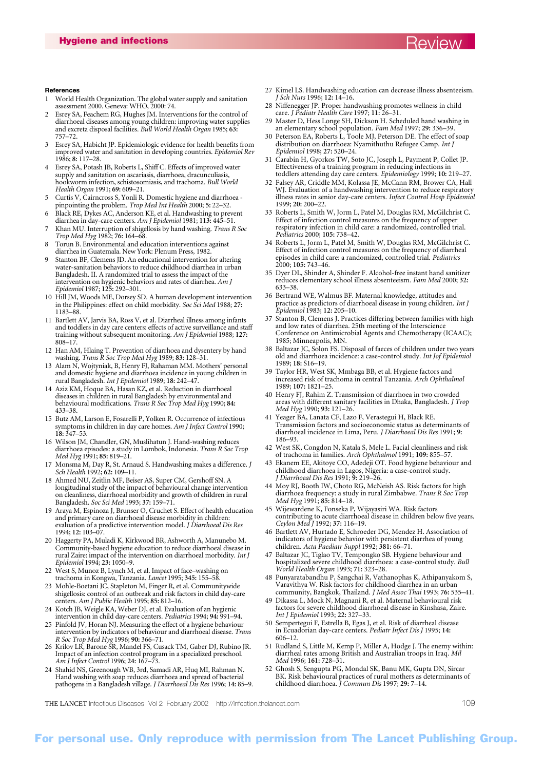## References

1. World Health Organization. The global water supply and sanitation assessment 2000. Geneva: WHO, 2000: 74.
2. Esrey SA, Feachem RG, Hughes JM. Interventions for the control of diarrhoeal diseases among young children: improving water supplies and excreta disposal facilities. *Bull World Health Organ* 1985; **63:** 757–72.
3. Esrey SA, Habicht JP. Epidemiologic evidence for health benefits from improved water and sanitation in developing countries. *Epidemiol Rev* 1986; **8:** 117–28.
4. Esrey SA, Potash JB, Roberts L, Shiff C. Effects of improved water supply and sanitation on ascariasis, diarrhoea, dracunculiasis, hookworm infection, schistosomiasis, and trachoma. *Bull World Health Organ* 1991; **69:** 609–21.
5. Curtis V, Cairncross S, Yonli R. Domestic hygiene and diarrhoea - pinpointing the problem. *Trop Med Int Health* 2000; **5:** 22–32.
6. Black RE, Dykes AC, Anderson KE, et al. Handwashing to prevent diarrhea in day-care centers. *Am J Epidemiol* 1981; **113:** 445–51.
7. Khan MU. Interruption of shigellosis by hand washing. *Trans R Soc Trop Med Hyg* 1982; **76:** 164–68.
8. Torun B. Environmental and education interventions against diarrhea in Guatemala. New York: Plenum Press, 1982.
9. Stanton BF, Clemens JD. An educational intervention for altering water-sanitation behaviors to reduce childhood diarrhea in urban Bangladesh. II. A randomized trial to assess the impact of the intervention on hygienic behaviors and rates of diarrhea. *Am J Epidemiol* 1987; **125:** 292–301.
10. Hill JM, Woods ME, Dorsey SD. A human development intervention in the Philippines: effect on child morbidity. *Soc Sci Med* 1988; **27:** 1183–88.
11. Bartlett AV, Jarvis BA, Ross V, et al. Diarrheal illness among infants and toddlers in day care centers: effects of active surveillance and staff training without subsequent monitoring. *Am J Epidemiol* 1988; **127:** 808–17.
12. Han AM, Hlaing T. Prevention of diarrhoea and dysentery by hand washing. *Trans R Soc Trop Med Hyg* 1989; **83:** 128–31.
13. Alam N, Wojtyniak, B, Henry FJ, Rahaman MM. Mothers' personal and domestic hygiene and diarrhoea incidence in young children in rural Bangladesh. *Int J Epidemiol* 1989; **18:** 242–47.
14. Aziz KM, Hoque BA, Hasan KZ, et al. Reduction in diarrhoeal diseases in children in rural Bangladesh by environmental and behavioural modifications. *Trans R Soc Trop Med Hyg* 1990; **84:** 433–38.
15. Butz AM, Larson E, Fosarelli P, Yolken R. Occurrence of infectious symptoms in children in day care homes. *Am J Infect Control* 1990; **18:** 347–53.
16. Wilson JM, Chandler, GN, Muslihatun J. Hand-washing reduces diarrhoea episodes: a study in Lombok, Indonesia. *Trans R Soc Trop Med Hyg* 1991; **85:** 819–21.
17. Monsma M, Day R, St. Arnaud S. Handwashing makes a difference. *J Sch Health* 1992; **62:** 109–11.
18. Ahmed NU, Zeitlin MF, Beiser AS, Super CM, Gershoff SN. A longitudinal study of the impact of behavioural change intervention on cleanliness, diarrhoeal morbidity and growth of children in rural Bangladesh. *Soc Sci Med* 1993; **37:** 159–71.
19. Araya M, Espinoza J, Brunser O, Cruchet S. Effect of health education and primary care on diarrhoeal disease morbidity in children: evaluation of a predictive intervention model. *J Diarrhoeal Dis Res* 1994; **12:** 103–07.
20. Haggerty PA, Muladi K, Kirkwood BR, Ashworth A, Manunebo M. Community-based hygiene education to reduce diarrhoeal disease in rural Zaire: impact of the intervention on diarrhoeal morbidity. *Int J Epidemiol* 1994; **23:** 1050–9.
22. West S, Munoz B, Lynch M, et al. Impact of face–washing on trachoma in Kongwa, Tanzania. *Lancet* 1995; **345:** 155–58.
23. Mohle-Boetani JC, Stapleton M, Finger R, et al. Communitywide shigellosis: control of an outbreak and risk factors in child day-care centers. *Am J Public Health* 1995; **85:** 812–16.
24. Kotch JB, Weigle KA, Weber DJ, et al. Evaluation of an hygienic intervention in child day-care centers. *Pediatrics* 1994; **94:** 991–94.
25. Pinfold JV, Horan NJ. Measuring the effect of a hygiene behaviour intervention by indicators of behaviour and diarrhoeal disease. *Trans R Soc Trop Med Hyg* 1996; **90:** 366–71.
26. Krilov LR, Barone SR, Mandel FS, Cusack TM, Gaber DJ, Rubino JR. Impact of an infection control program in a specialized preschool. *Am J Infect Control* 1996; **24:** 167–73.
24. Shahid NS, Greenough WB, 3rd, Samadi AR, Huq MI, Rahman N. Hand washing with soap reduces diarrhoea and spread of bacterial pathogens in a Bangladesh village. *J Diarrhoeal Dis Res* 1996; **14:** 85–9.
27. Kimel LS. Handwashing education can decrease illness absenteeism. *J Sch Nurs* 1996; **12:** 14–16.
28. Niffenegger JP. Proper handwashing promotes wellness in child care. *J Pediatr Health Care* 1997; **11:** 26–31.
29. Master D, Hess Longe SH, Dickson H. Scheduled hand washing in an elementary school population. *Fam Med* 1997; **29:** 336–39.
30. Peterson EA, Roberts L, Toole MJ, Peterson DE. The effect of soap distribution on diarrhoea: Nyamithuthu Refugee Camp. *Int J Epidemiol* 1998; **27:** 520–24.
31. Carabin H, Gyorkos TW, Soto JC, Joseph L, Payment P, Collet JP. Effectiveness of a training program in reducing infections in toddlers attending day care centers. *Epidemiology* 1999; **10:** 219–27.
32. Falsey AR, Criddle MM, Kolassa JE, McCann RM, Brower CA, Hall WJ. Evaluation of a handwashing intervention to reduce respiratory illness rates in senior day-care centers. *Infect Control Hosp Epidemiol* 1999; **20:** 200–22.
33. Roberts L, Smith W, Jorm L, Patel M, Douglas RM, McGilchrist C. Effect of infection control measures on the frequency of upper respiratory infection in child care: a randomized, controlled trial. *Pediatrics* 2000; **105:** 738–42.
34. Roberts L, Jorm L, Patel M, Smith W, Douglas RM, McGilchrist C. Effect of infection control measures on the frequency of diarrheal episodes in child care: a randomized, controlled trial. *Pediatrics* 2000; **105:** 743–46.
35. Dyer DL, Shinder A, Shinder F. Alcohol-free instant hand sanitizer reduces elementary school illness absenteeism. *Fam Med* 2000; **32:** 633–38.
36. Bertrand WE, Walmus BF. Maternal knowledge, attitudes and practice as predictors of diarrhoeal disease in young children. *Int J Epidemiol* 1983; **12:** 205–10.
37. Stanton B, Clemens J. Practices differing between families with high and low rates of diarrhea. 25th meeting of the Interscience Conference on Antimicrobial Agents and Chemotherapy (ICAAC); 1985; Minneapolis, MN.
38. Baltazar JC, Solon FS. Disposal of faeces of children under two years old and diarrhoea incidence: a case-control study. *Int Jof Epidemiol* 1989; **18:** S16–19.
39. Taylor HR, West SK, Mmbaga BB, et al. Hygiene factors and increased risk of trachoma in central Tanzania. *Arch Ophthalmol* 1989; **107:** 1821–25.
40. Henry FJ, Rahim Z. Transmission of diarrhoea in two crowded areas with different sanitary facilities in Dhaka, Bangladesh. *J Trop Med Hyg* 1990; **93:** 121–26.
41. Yeager BA, Lanata CF, Lazo F, Verastegui H, Black RE. Transmission factors and socioeconomic status as determinants of diarrhoeal incidence in Lima, Peru. *J Diarrhoeal Dis Res* 1991; **9:** 186–93.
42. West SK, Congdon N, Katala S, Mele L. Facial cleanliness and risk of trachoma in families. *Arch Ophthalmol* 1991; **109:** 855–57.
43. Ekanem EE, Akitoye CO, Adedeji OT. Food hygiene behaviour and childhood diarrhoea in Lagos, Nigeria: a case-control study. *J Diarrhoeal Dis Res* 1991; **9:** 219–26.
44. Moy RJ, Booth IW, Choto RG, McNeish AS. Risk factors for high diarrhoea frequency: a study in rural Zimbabwe. *Trans R Soc Trop Med Hyg* 1991; **85:** 814–18.
45. Wijewardene K, Fonseka P, Wijayasiri WA. Risk factors contributing to acute diarrhoeal disease in children below five years. *Ceylon Med J* 1992; **37:** 116–19.
46. Bartlett AV, Hurtado E, Schroeder DG, Mendez H. Association of indicators of hygiene behavior with persistent diarrhea of young children. *Acta Paediatr Suppl* 1992; **381:** 66–71.
47. Baltazar JC, Tiglao TV, Tempongko SB. Hygiene behaviour and hospitalized severe childhood diarrhoea: a case-control study. *Bull World Health Organ* 1993; **71:** 323–28.
48. Pinfaratabandhu P, Sangchai R, Vathanophas K, Athipanyakom S, Varavithya W. Risk factors for childhood diarrhea in an urban community, Bangkok, Thailand. *J Med Assoc Thai* 1993; **76:** 535–41.
49. Dikassa L, Mock N, Magnani R, et al. Maternal behavioural risk factors for severe childhood diarrhoeal disease in Kinshasa, Zaire. *Int J Epidemiol* 1993; **22:** 327–33.
50. Sempertegui F, Estrella B, Egas J, et al. Risk of diarrheal disease in Ecuadorian day-care centers. *Pediatr Infect Dis J* 1995; **14:** 606–12.
51. Rudland S, Little M, Kemp P, Miller A, Hodge J. The enemy within: diarrheal rates among British and Australian troops in Iraq. *Mil Med* 1996; **161:** 728–31.
52. Ghosh S, Sengupta PG, Mondal SK, Banu MK, Gupta DN, Sircar BK. Risk behavioural practices of rural mothers as determinants of childhood diarrhoea. *J Commun Dis* 1997; **29:** 7–14.

For personal use. Only reproduce with permission from The Lancet Publishing Group.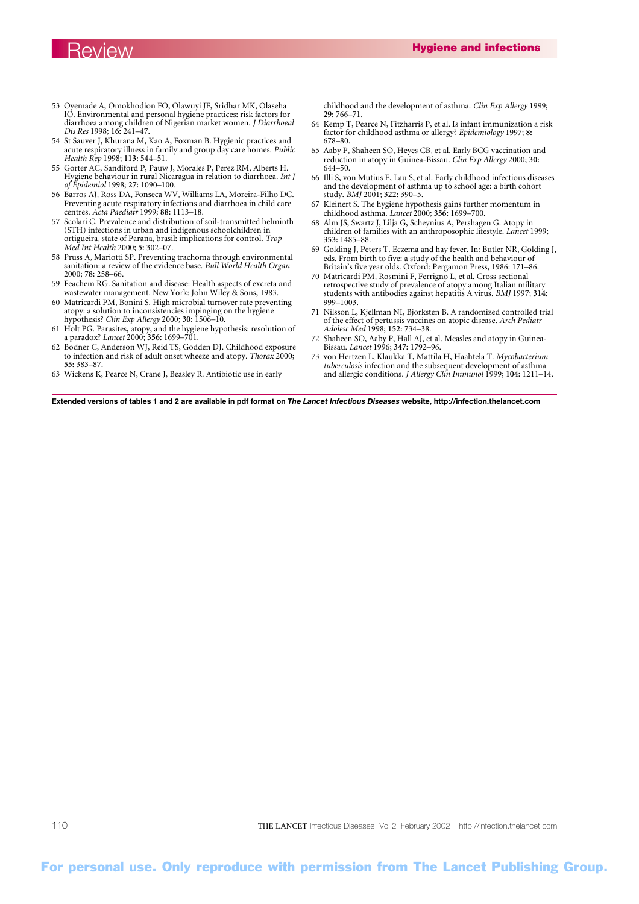53 Oyemade A, Omokhodion FO, Olawuyi JF, Sridhar MK, Olaseha IO. Environmental and personal hygiene practices: risk factors for diarrhoea among children of Nigerian market women. *J Diarrhoeal Dis Res* 1998; **16:** 241–47.

54 St Sauver J, Khurana M, Kao A, Foxman B. Hygienic practices and acute respiratory illness in family and group day care homes. *Public Health Rep* 1998; **113:** 544–51.

55 Gorter AC, Sandiford P, Pauw J, Morales P, Perez RM, Alberts H. Hygiene behaviour in rural Nicaragua in relation to diarrhoea. *Int J of Epidemiol* 1998; **27:** 1090–100.

56 Barros AJ, Ross DA, Fonseca WV, Williams LA, Moreira-Filho DC. Preventing acute respiratory infections and diarrhoea in child care centres. *Acta Paediatr* 1999; **88:** 1113–18.

57 Scolari C. Prevalence and distribution of soil-transmitted helminth (STH) infections in urban and indigenous schoolchildren in ortigueira, state of Parana, brasil: implications for control. *Trop Med Int Health* 2000; **5:** 302–07.

58 Pruss A, Mariotti SP. Preventing trachoma through environmental sanitation: a review of the evidence base. *Bull World Health Organ* 2000; **78:** 258–66.

59 Feachem RG. Sanitation and disease: Health aspects of excreta and wastewater management. New York: John Wiley & Sons, 1983.

60 Matricardi PM, Bonini S. High microbial turnover rate preventing atopy: a solution to inconsistencies impinging on the hygiene hypothesis? *Clin Exp Allergy* 2000; **30:** 1506–10.

61 Holt PG. Parasites, atopy, and the hygiene hypothesis: resolution of a paradox? *Lancet* 2000; **356:** 1699–701.

62 Bodner C, Anderson WJ, Reid TS, Godden DJ. Childhood exposure to infection and risk of adult onset wheeze and atopy. *Thorax* 2000; **55:** 383–87.

63 Wickens K, Pearce N, Crane J, Beasley R. Antibiotic use in early childhood and the development of asthma. *Clin Exp Allergy* 1999; **29:** 766–71.

64 Kemp T, Pearce N, Fitzharris P, et al. Is infant immunization a risk factor for childhood asthma or allergy? *Epidemiology* 1997; **8:** 678–80.

65 Aaby P, Shaheen SO, Heyes CB, et al. Early BCG vaccination and reduction in atopy in Guinea-Bissau. *Clin Exp Allergy* 2000; **30:** 644–50.

66 Illi S, von Mutius E, Lau S, et al. Early childhood infectious diseases and the development of asthma up to school age: a birth cohort study. *BMJ* 2001; **322:** 390–5.

67 Kleinert S. The hygiene hypothesis gains further momentum in childhood asthma. *Lancet* 2000; **356:** 1699–700.

68 Alm JS, Swartz J, Lilja G, Scheynius A, Pershagen G. Atopy in children of families with an anthroposophic lifestyle. *Lancet* 1999; **353:** 1485–88.

69 Golding J, Peters T. Eczema and hay fever. In: Butler NR, Golding J, eds. From birth to five: a study of the health and behaviour of Britain's five year olds. Oxford: Pergamon Press, 1986: 171–86.

70 Matricardi PM, Rosmini F, Ferrigno L, et al. Cross sectional retrospective study of prevalence of atopy among Italian military students with antibodies against hepatitis A virus. *BMJ* 1997; **314:** 999–1003.

71 Nilsson L, Kjellman NI, Bjorksten B. A randomized controlled trial of the effect of pertussis vaccines on atopic disease. *Arch Pediatr Adolesc Med* 1998; **152:** 734–38.

72 Shaheen SO, Aaby P, Hall AJ, et al. Measles and atopy in Guinea-Bissau. *Lancet* 1996; **347:** 1792–96.

73 von Hertzen L, Klaukka T, Mattila H, Haahtela T. *Mycobacterium tuberculosis* infection and the subsequent development of asthma and allergic conditions. *J Allergy Clin Immunol* 1999; **104:** 1211–14.

**Extended versions of tables 1 and 2 are available in pdf format on *The Lancet Infectious Diseases* website, http://infection.thelancet.com**